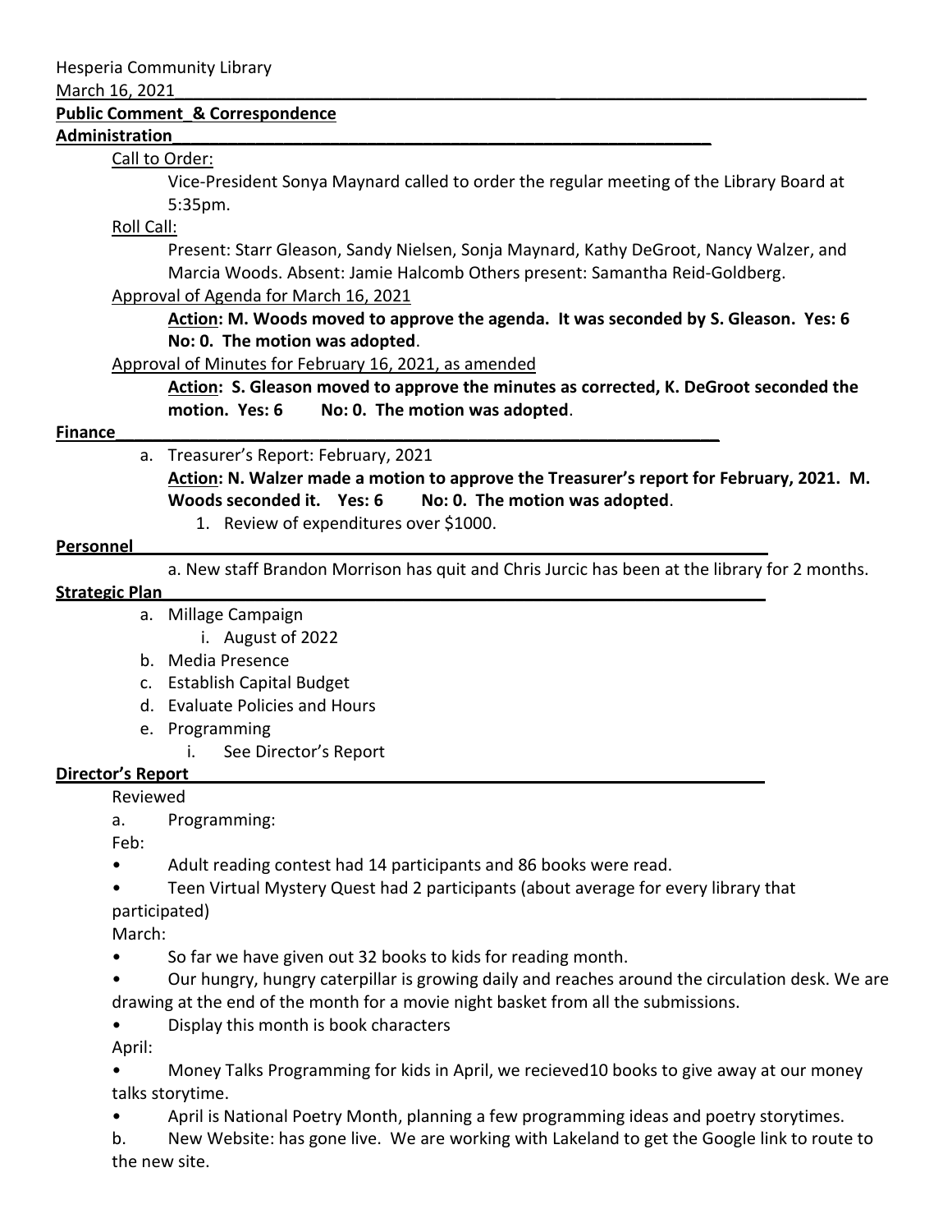Hesperia Community Library

March 16, 2021

**Public Comment_& Correspondence**

**Administration**

Call to Order:

Vice-President Sonya Maynard called to order the regular meeting of the Library Board at 5:35pm.

Roll Call:

Present: Starr Gleason, Sandy Nielsen, Sonja Maynard, Kathy DeGroot, Nancy Walzer, and Marcia Woods. Absent: Jamie Halcomb Others present: Samantha Reid-Goldberg.

Approval of Agenda for March 16, 2021

**Action: M. Woods moved to approve the agenda. It was seconded by S. Gleason. Yes: 6 No: 0. The motion was adopted**.

Approval of Minutes for February 16, 2021, as amended

**Action: S. Gleason moved to approve the minutes as corrected, K. DeGroot seconded the motion. Yes: 6 No: 0. The motion was adopted**.

**Finance**

a. Treasurer's Report: February, 2021

**Action: N. Walzer made a motion to approve the Treasurer's report for February, 2021. M. Woods seconded it. Yes: 6 No: 0. The motion was adopted**.

1. Review of expenditures over $1000.

**Personnel**

a. New staff Brandon Morrison has quit and Chris Jurcic has been at the library for 2 months.

**Strategic Plan**

a. Millage Campaign
   i. August of 2022
b. Media Presence
c. Establish Capital Budget
d. Evaluate Policies and Hours
e. Programming
   i. See Director's Report

**Director's Report**

Reviewed

a. Programming:

Feb:

- Adult reading contest had 14 participants and 86 books were read.
- Teen Virtual Mystery Quest had 2 participants (about average for every library that participated)

March:

- So far we have given out 32 books to kids for reading month.
- Our hungry, hungry caterpillar is growing daily and reaches around the circulation desk. We are drawing at the end of the month for a movie night basket from all the submissions.
- Display this month is book characters

April:

- Money Talks Programming for kids in April, we recieved10 books to give away at our money talks storytime.
- April is National Poetry Month, planning a few programming ideas and poetry storytimes.

b. New Website: has gone live. We are working with Lakeland to get the Google link to route to the new site.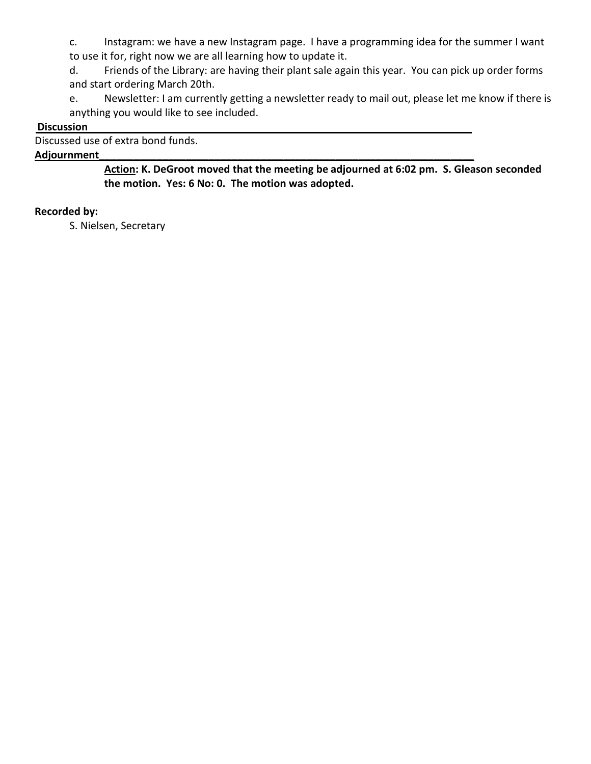c. Instagram: we have a new Instagram page. I have a programming idea for the summer I want to use it for, right now we are all learning how to update it.

d. Friends of the Library: are having their plant sale again this year. You can pick up order forms and start ordering March 20th.

e. Newsletter: I am currently getting a newsletter ready to mail out, please let me know if there is anything you would like to see included.

**Discussion**

Discussed use of extra bond funds.

**Adjournment**

> **Action: K. DeGroot moved that the meeting be adjourned at 6:02 pm. S. Gleason seconded the motion. Yes: 6 No: 0. The motion was adopted.**

**Recorded by:**

S. Nielsen, Secretary